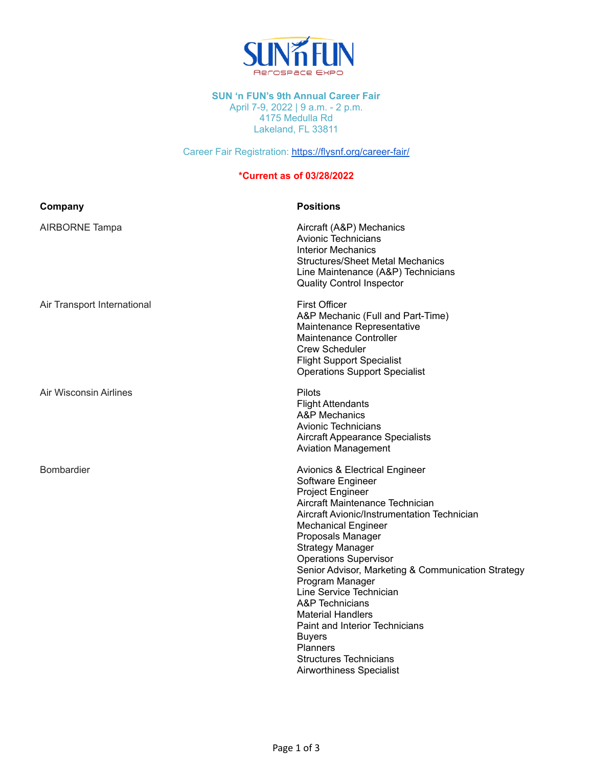# SUN 'n FUN's 9th Annual Career Fair

April 7-9, 2022 | 9 a.m. - 2 p.m.
4175 Medulla Rd
Lakeland, FL 33811

Career Fair Registration: [https://flysnf.org/career-fair/](https://flysnf.org/career-fair/)

**\*Current as of 03/28/2022**

| Company | Positions |
| --- | --- |
| AIRBORNE Tampa | Aircraft (A&P) Mechanics<br>Avionic Technicians<br>Interior Mechanics<br>Structures/Sheet Metal Mechanics<br>Line Maintenance (A&P) Technicians<br>Quality Control Inspector |
| Air Transport International | First Officer<br>A&P Mechanic (Full and Part-Time)<br>Maintenance Representative<br>Maintenance Controller<br>Crew Scheduler<br>Flight Support Specialist<br>Operations Support Specialist |
| Air Wisconsin Airlines | Pilots<br>Flight Attendants<br>A&P Mechanics<br>Avionic Technicians<br>Aircraft Appearance Specialists<br>Aviation Management |
| Bombardier | Avionics & Electrical Engineer<br>Software Engineer<br>Project Engineer<br>Aircraft Maintenance Technician<br>Aircraft Avionic/Instrumentation Technician<br>Mechanical Engineer<br>Proposals Manager<br>Strategy Manager<br>Operations Supervisor<br>Senior Advisor, Marketing & Communication Strategy<br>Program Manager<br>Line Service Technician<br>A&P Technicians<br>Material Handlers<br>Paint and Interior Technicians<br>Buyers<br>Planners<br>Structures Technicians<br>Airworthiness Specialist |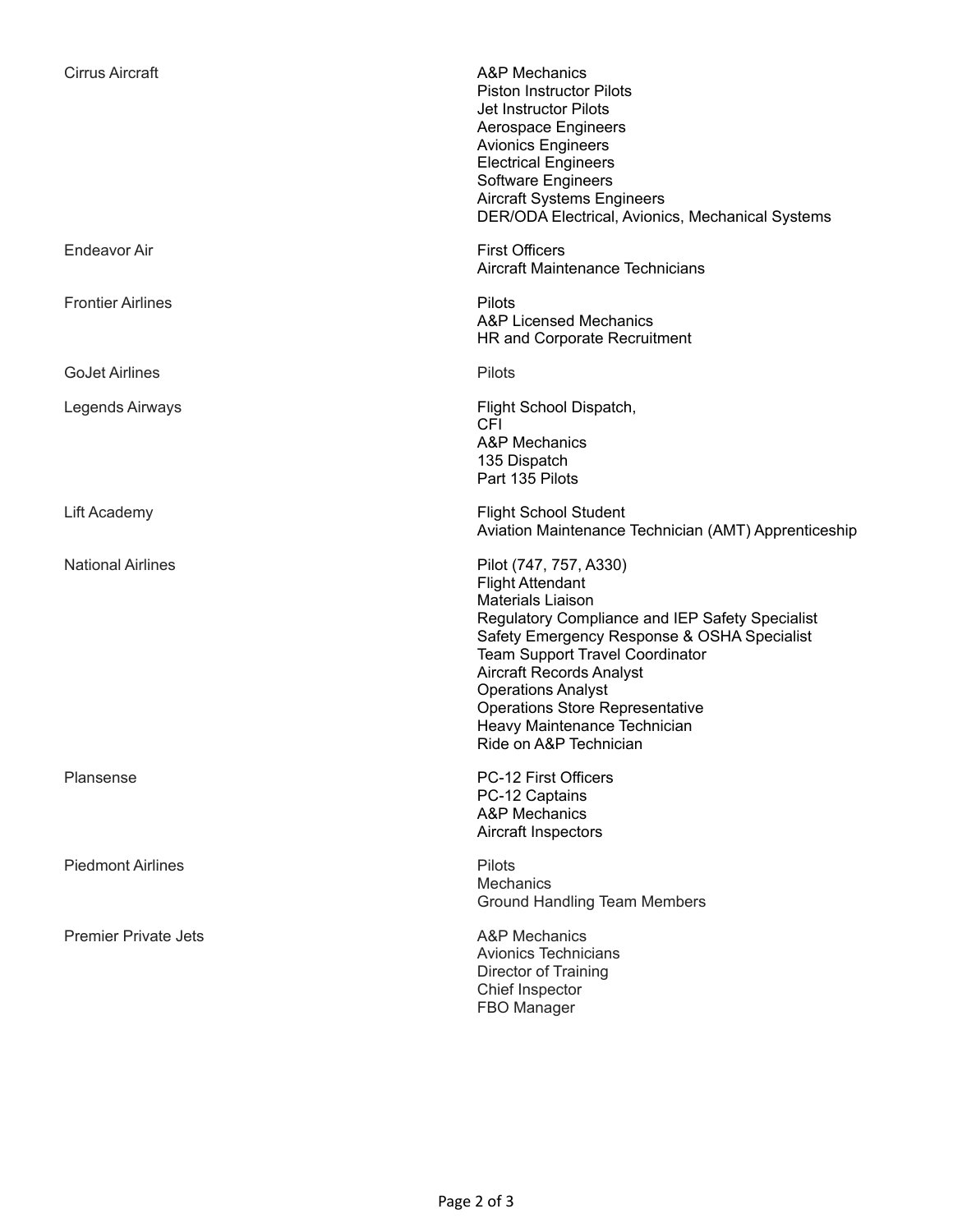| | |
|---|---|
| Cirrus Aircraft | A&P Mechanics<br>Piston Instructor Pilots<br>Jet Instructor Pilots<br>Aerospace Engineers<br>Avionics Engineers<br>Electrical Engineers<br>Software Engineers<br>Aircraft Systems Engineers<br>DER/ODA Electrical, Avionics, Mechanical Systems |
| Endeavor Air | First Officers<br>Aircraft Maintenance Technicians |
| Frontier Airlines | Pilots<br>A&P Licensed Mechanics<br>HR and Corporate Recruitment |
| GoJet Airlines | Pilots |
| Legends Airways | Flight School Dispatch,<br>CFI<br>A&P Mechanics<br>135 Dispatch<br>Part 135 Pilots |
| Lift Academy | Flight School Student<br>Aviation Maintenance Technician (AMT) Apprenticeship |
| National Airlines | Pilot (747, 757, A330)<br>Flight Attendant<br>Materials Liaison<br>Regulatory Compliance and IEP Safety Specialist<br>Safety Emergency Response & OSHA Specialist<br>Team Support Travel Coordinator<br>Aircraft Records Analyst<br>Operations Analyst<br>Operations Store Representative<br>Heavy Maintenance Technician<br>Ride on A&P Technician |
| Plansense | PC-12 First Officers<br>PC-12 Captains<br>A&P Mechanics<br>Aircraft Inspectors |
| Piedmont Airlines | Pilots<br>Mechanics<br>Ground Handling Team Members |
| Premier Private Jets | A&P Mechanics<br>Avionics Technicians<br>Director of Training<br>Chief Inspector<br>FBO Manager |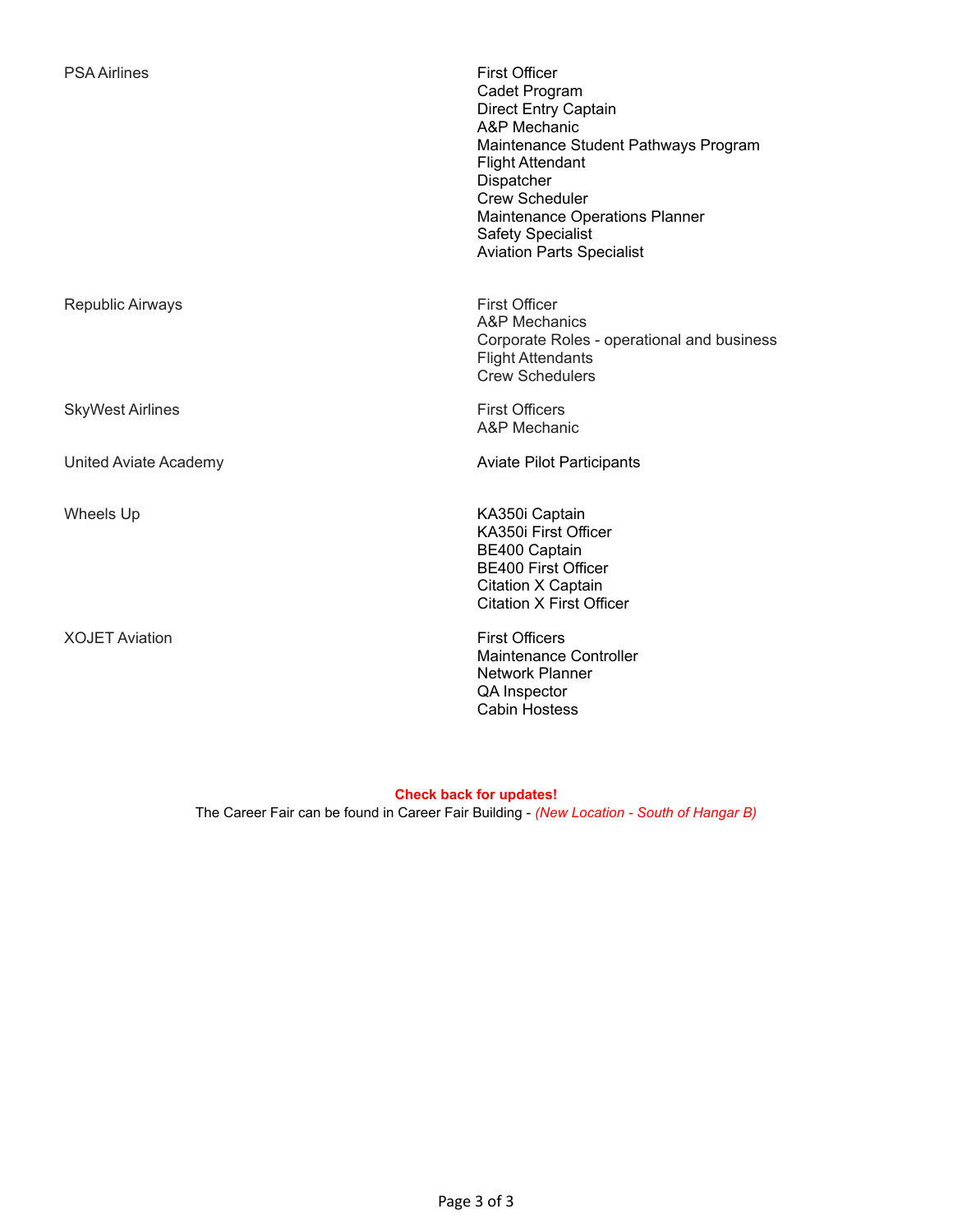| | |
|---|---|
| PSA Airlines | First Officer<br>Cadet Program<br>Direct Entry Captain<br>A&P Mechanic<br>Maintenance Student Pathways Program<br>Flight Attendant<br>Dispatcher<br>Crew Scheduler<br>Maintenance Operations Planner<br>Safety Specialist<br>Aviation Parts Specialist |
| Republic Airways | First Officer<br>A&P Mechanics<br>Corporate Roles - operational and business<br>Flight Attendants<br>Crew Schedulers |
| SkyWest Airlines | First Officers<br>A&P Mechanic |
| United Aviate Academy | Aviate Pilot Participants |
| Wheels Up | KA350i Captain<br>KA350i First Officer<br>BE400 Captain<br>BE400 First Officer<br>Citation X Captain<br>Citation X First Officer |
| XOJET Aviation | First Officers<br>Maintenance Controller<br>Network Planner<br>QA Inspector<br>Cabin Hostess |

**Check back for updates!**

The Career Fair can be found in Career Fair Building - *(New Location - South of Hangar B)*